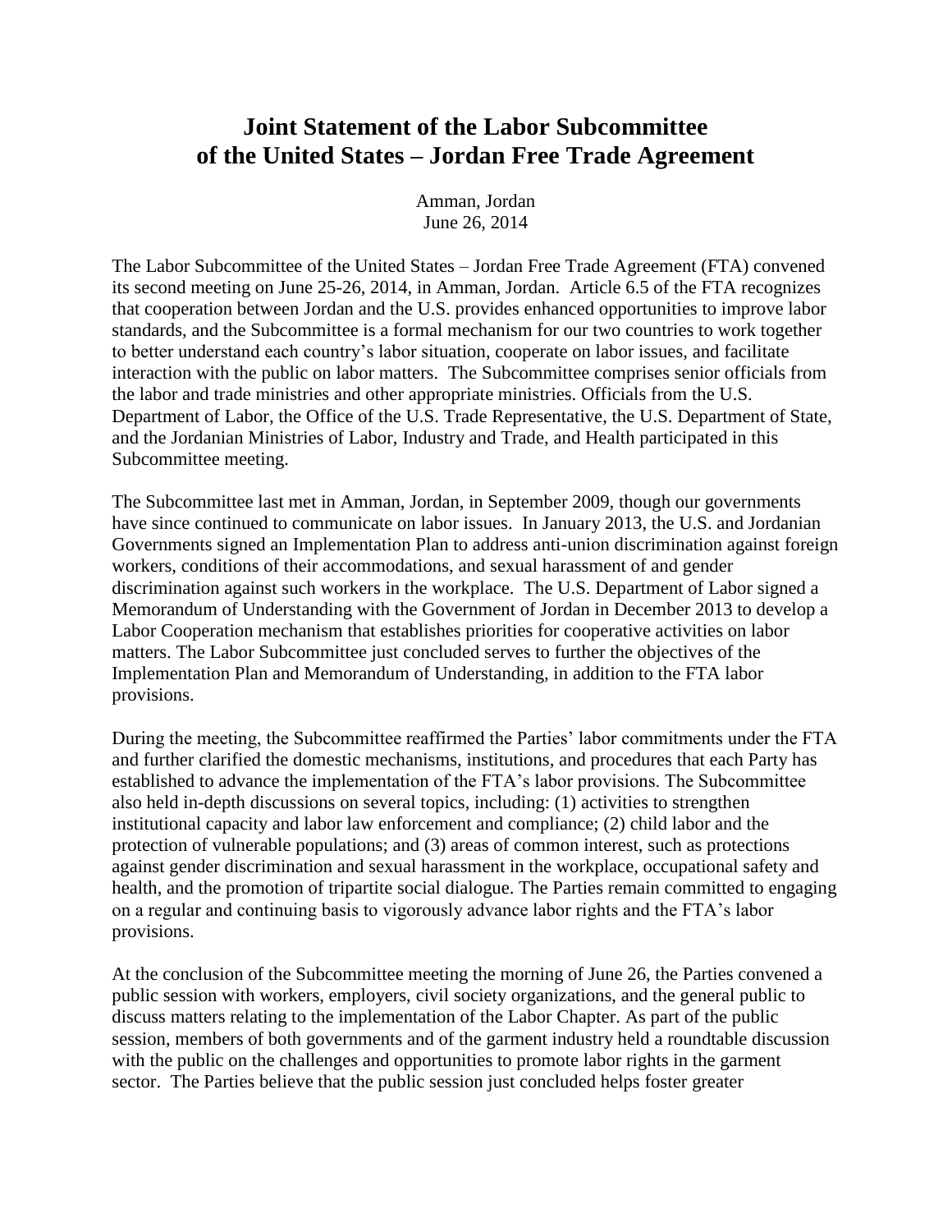# Joint Statement of the Labor Subcommittee of the United States – Jordan Free Trade Agreement

Amman, Jordan
June 26, 2014

The Labor Subcommittee of the United States – Jordan Free Trade Agreement (FTA) convened its second meeting on June 25-26, 2014, in Amman, Jordan. Article 6.5 of the FTA recognizes that cooperation between Jordan and the U.S. provides enhanced opportunities to improve labor standards, and the Subcommittee is a formal mechanism for our two countries to work together to better understand each country's labor situation, cooperate on labor issues, and facilitate interaction with the public on labor matters. The Subcommittee comprises senior officials from the labor and trade ministries and other appropriate ministries. Officials from the U.S. Department of Labor, the Office of the U.S. Trade Representative, the U.S. Department of State, and the Jordanian Ministries of Labor, Industry and Trade, and Health participated in this Subcommittee meeting.

The Subcommittee last met in Amman, Jordan, in September 2009, though our governments have since continued to communicate on labor issues. In January 2013, the U.S. and Jordanian Governments signed an Implementation Plan to address anti-union discrimination against foreign workers, conditions of their accommodations, and sexual harassment of and gender discrimination against such workers in the workplace. The U.S. Department of Labor signed a Memorandum of Understanding with the Government of Jordan in December 2013 to develop a Labor Cooperation mechanism that establishes priorities for cooperative activities on labor matters. The Labor Subcommittee just concluded serves to further the objectives of the Implementation Plan and Memorandum of Understanding, in addition to the FTA labor provisions.

During the meeting, the Subcommittee reaffirmed the Parties' labor commitments under the FTA and further clarified the domestic mechanisms, institutions, and procedures that each Party has established to advance the implementation of the FTA's labor provisions. The Subcommittee also held in-depth discussions on several topics, including: (1) activities to strengthen institutional capacity and labor law enforcement and compliance; (2) child labor and the protection of vulnerable populations; and (3) areas of common interest, such as protections against gender discrimination and sexual harassment in the workplace, occupational safety and health, and the promotion of tripartite social dialogue. The Parties remain committed to engaging on a regular and continuing basis to vigorously advance labor rights and the FTA's labor provisions.

At the conclusion of the Subcommittee meeting the morning of June 26, the Parties convened a public session with workers, employers, civil society organizations, and the general public to discuss matters relating to the implementation of the Labor Chapter. As part of the public session, members of both governments and of the garment industry held a roundtable discussion with the public on the challenges and opportunities to promote labor rights in the garment sector. The Parties believe that the public session just concluded helps foster greater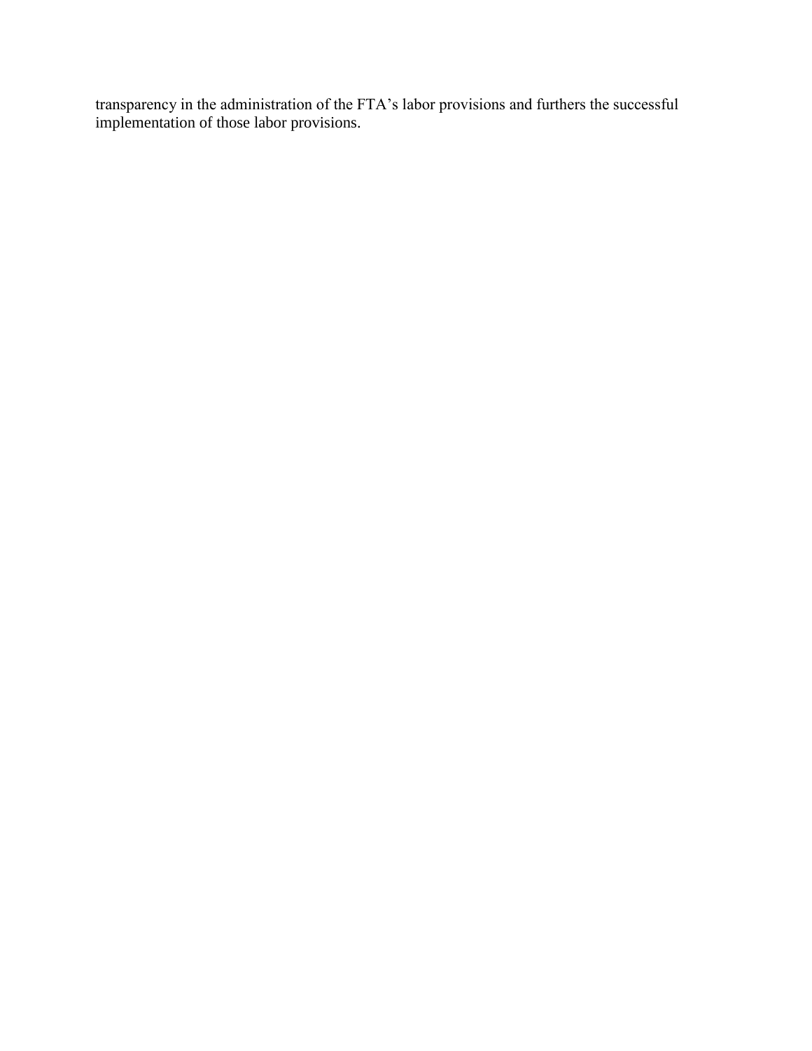transparency in the administration of the FTA's labor provisions and furthers the successful implementation of those labor provisions.